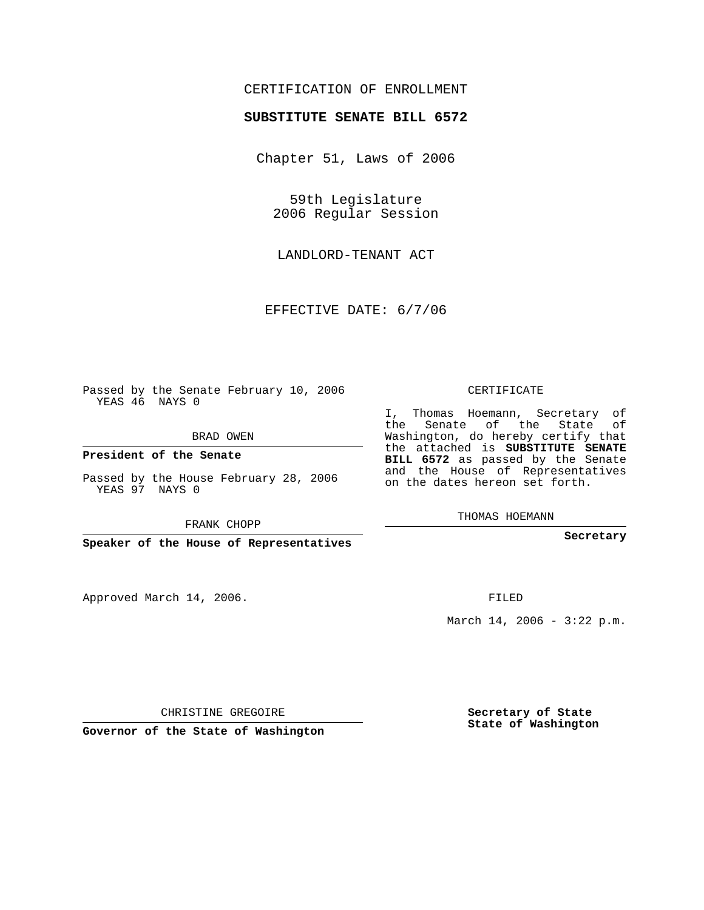CERTIFICATION OF ENROLLMENT

**SUBSTITUTE SENATE BILL 6572**

Chapter 51, Laws of 2006

59th Legislature
2006 Regular Session

LANDLORD-TENANT ACT

EFFECTIVE DATE: 6/7/06

Passed by the Senate February 10, 2006
YEAS 46 NAYS 0

BRAD OWEN

**President of the Senate**

Passed by the House February 28, 2006
YEAS 97 NAYS 0

FRANK CHOPP

**Speaker of the House of Representatives**

Approved March 14, 2006.

CHRISTINE GREGOIRE

**Governor of the State of Washington**

CERTIFICATE

I, Thomas Hoemann, Secretary of the Senate of the State of Washington, do hereby certify that the attached is **SUBSTITUTE SENATE BILL 6572** as passed by the Senate and the House of Representatives on the dates hereon set forth.

THOMAS HOEMANN

**Secretary**

FILED

March 14, 2006 - 3:22 p.m.

**Secretary of State**
**State of Washington**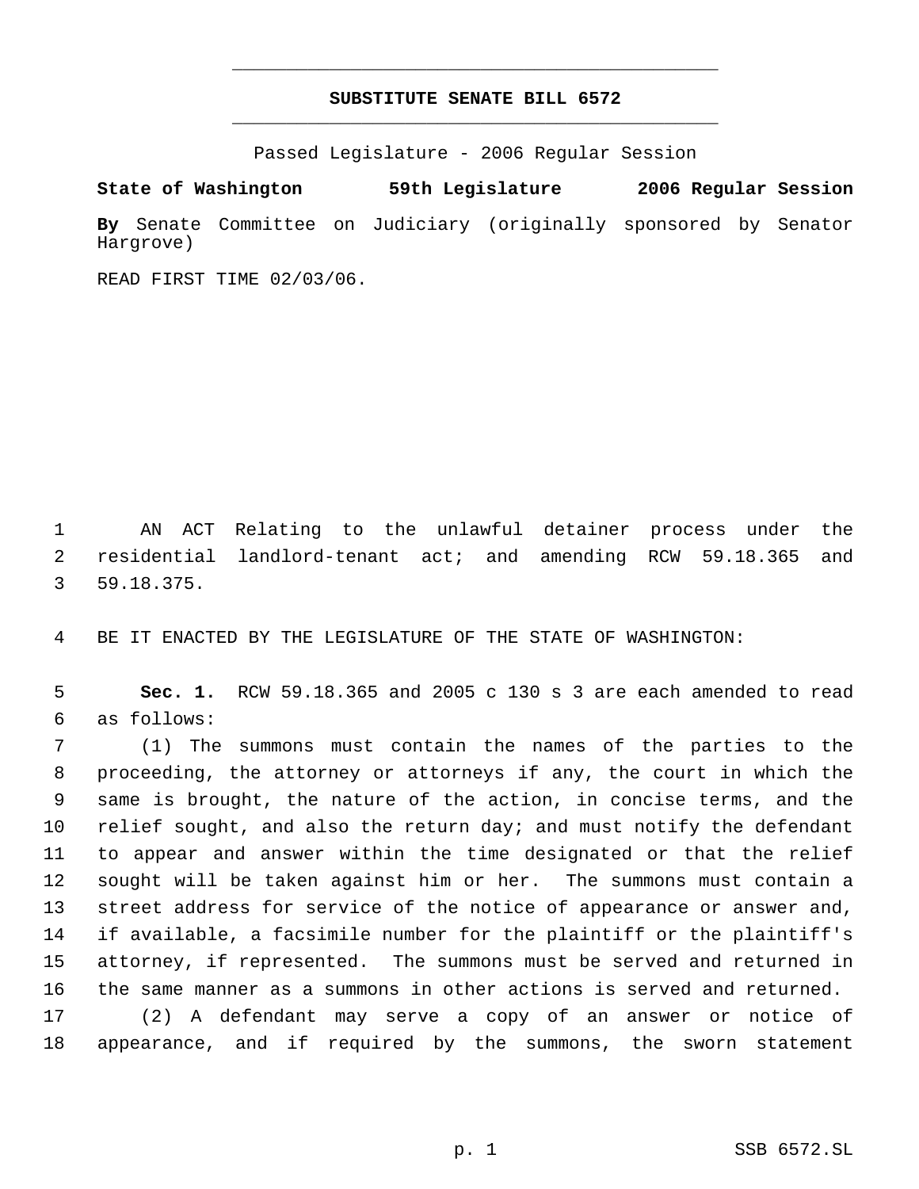# SUBSTITUTE SENATE BILL 6572

Passed Legislature - 2006 Regular Session

**State of Washington 59th Legislature 2006 Regular Session**

**By** Senate Committee on Judiciary (originally sponsored by Senator Hargrove)

READ FIRST TIME 02/03/06.

AN ACT Relating to the unlawful detainer process under the residential landlord-tenant act; and amending RCW 59.18.365 and 59.18.375.

BE IT ENACTED BY THE LEGISLATURE OF THE STATE OF WASHINGTON:

**Sec. 1.** RCW 59.18.365 and 2005 c 130 s 3 are each amended to read as follows:

(1) The summons must contain the names of the parties to the proceeding, the attorney or attorneys if any, the court in which the same is brought, the nature of the action, in concise terms, and the relief sought, and also the return day; and must notify the defendant to appear and answer within the time designated or that the relief sought will be taken against him or her. The summons must contain a street address for service of the notice of appearance or answer and, if available, a facsimile number for the plaintiff or the plaintiff's attorney, if represented. The summons must be served and returned in the same manner as a summons in other actions is served and returned.

(2) A defendant may serve a copy of an answer or notice of appearance, and if required by the summons, the sworn statement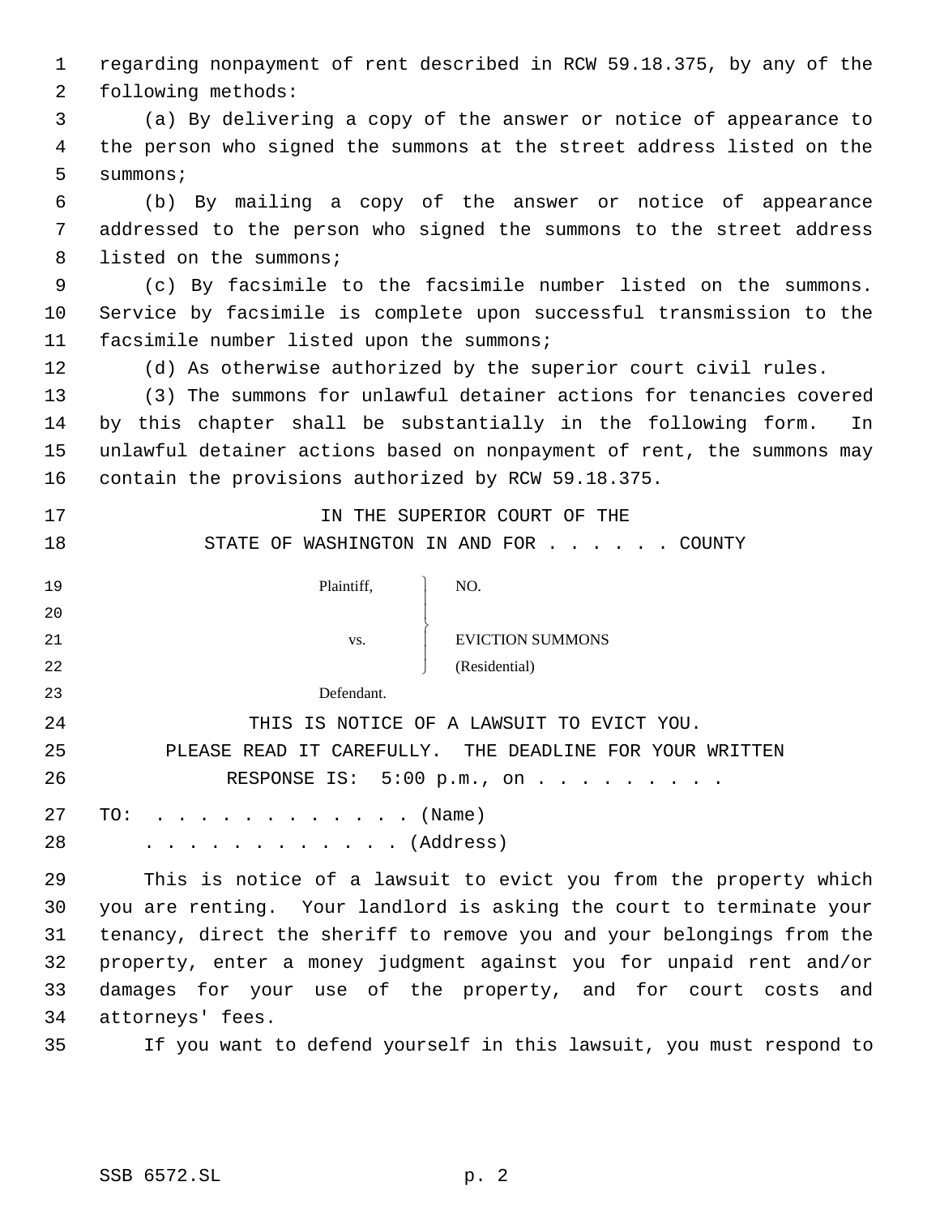regarding nonpayment of rent described in RCW 59.18.375, by any of the following methods:

(a) By delivering a copy of the answer or notice of appearance to the person who signed the summons at the street address listed on the summons;

(b) By mailing a copy of the answer or notice of appearance addressed to the person who signed the summons to the street address listed on the summons;

(c) By facsimile to the facsimile number listed on the summons. Service by facsimile is complete upon successful transmission to the facsimile number listed upon the summons;

(d) As otherwise authorized by the superior court civil rules.

(3) The summons for unlawful detainer actions for tenancies covered by this chapter shall be substantially in the following form. In unlawful detainer actions based on nonpayment of rent, the summons may contain the provisions authorized by RCW 59.18.375.

IN THE SUPERIOR COURT OF THE
STATE OF WASHINGTON IN AND FOR . . . . . . COUNTY

| | |
|---|---|
| Plaintiff, | NO. |
| vs. | EVICTION SUMMONS (Residential) |
| Defendant. | |

THIS IS NOTICE OF A LAWSUIT TO EVICT YOU.
PLEASE READ IT CAREFULLY. THE DEADLINE FOR YOUR WRITTEN RESPONSE IS: 5:00 p.m., on . . . . . . . . .

TO: . . . . . . . . . . . . (Name)
. . . . . . . . . . . . (Address)

This is notice of a lawsuit to evict you from the property which you are renting. Your landlord is asking the court to terminate your tenancy, direct the sheriff to remove you and your belongings from the property, enter a money judgment against you for unpaid rent and/or damages for your use of the property, and for court costs and attorneys' fees.

If you want to defend yourself in this lawsuit, you must respond to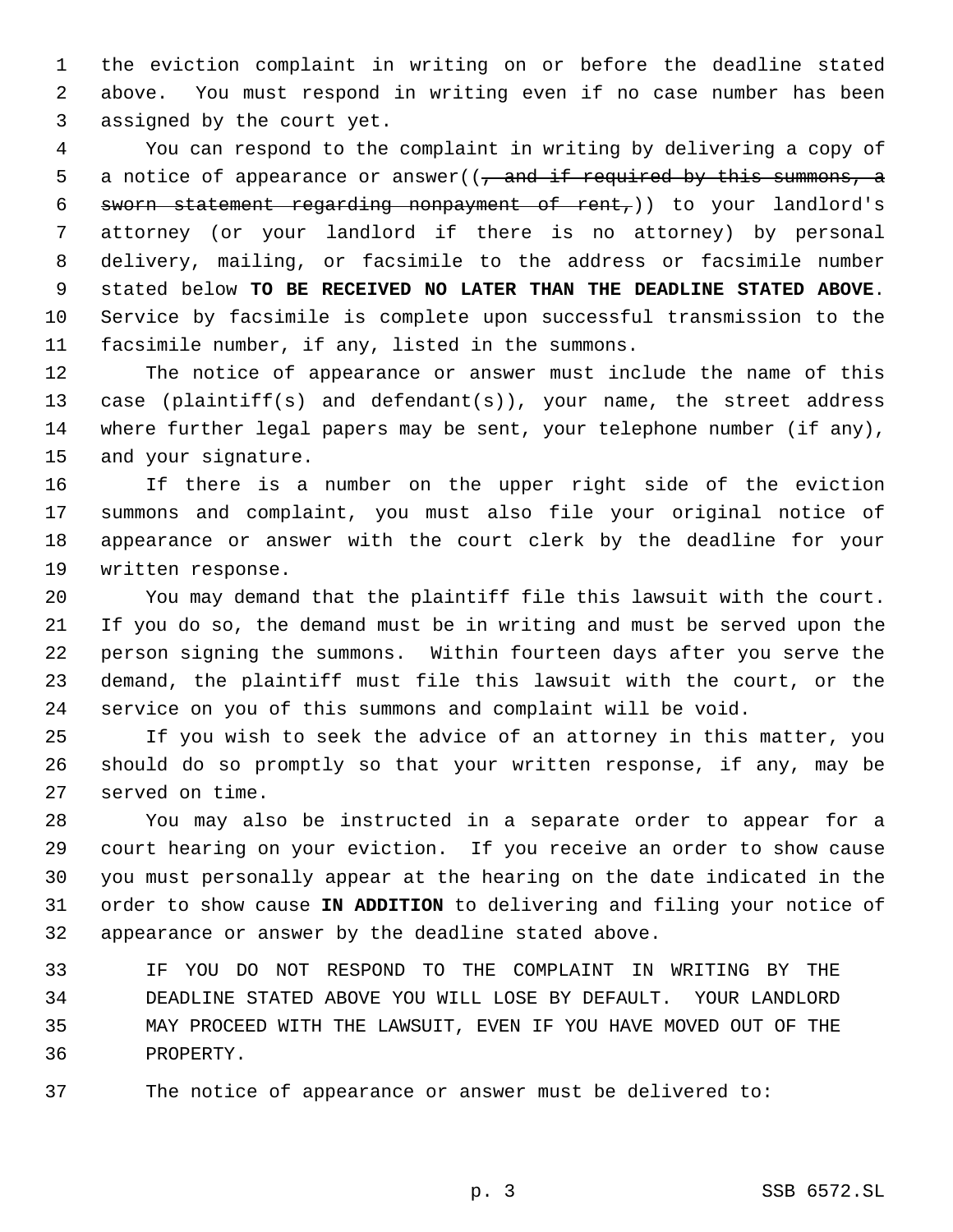the eviction complaint in writing on or before the deadline stated above. You must respond in writing even if no case number has been assigned by the court yet.

You can respond to the complaint in writing by delivering a copy of a notice of appearance or answer((~~, and if required by this summons, a sworn statement regarding nonpayment of rent,~~)) to your landlord's attorney (or your landlord if there is no attorney) by personal delivery, mailing, or facsimile to the address or facsimile number stated below **TO BE RECEIVED NO LATER THAN THE DEADLINE STATED ABOVE**. Service by facsimile is complete upon successful transmission to the facsimile number, if any, listed in the summons.

The notice of appearance or answer must include the name of this case (plaintiff(s) and defendant(s)), your name, the street address where further legal papers may be sent, your telephone number (if any), and your signature.

If there is a number on the upper right side of the eviction summons and complaint, you must also file your original notice of appearance or answer with the court clerk by the deadline for your written response.

You may demand that the plaintiff file this lawsuit with the court. If you do so, the demand must be in writing and must be served upon the person signing the summons. Within fourteen days after you serve the demand, the plaintiff must file this lawsuit with the court, or the service on you of this summons and complaint will be void.

If you wish to seek the advice of an attorney in this matter, you should do so promptly so that your written response, if any, may be served on time.

You may also be instructed in a separate order to appear for a court hearing on your eviction. If you receive an order to show cause you must personally appear at the hearing on the date indicated in the order to show cause **IN ADDITION** to delivering and filing your notice of appearance or answer by the deadline stated above.

IF YOU DO NOT RESPOND TO THE COMPLAINT IN WRITING BY THE DEADLINE STATED ABOVE YOU WILL LOSE BY DEFAULT. YOUR LANDLORD MAY PROCEED WITH THE LAWSUIT, EVEN IF YOU HAVE MOVED OUT OF THE PROPERTY.

The notice of appearance or answer must be delivered to: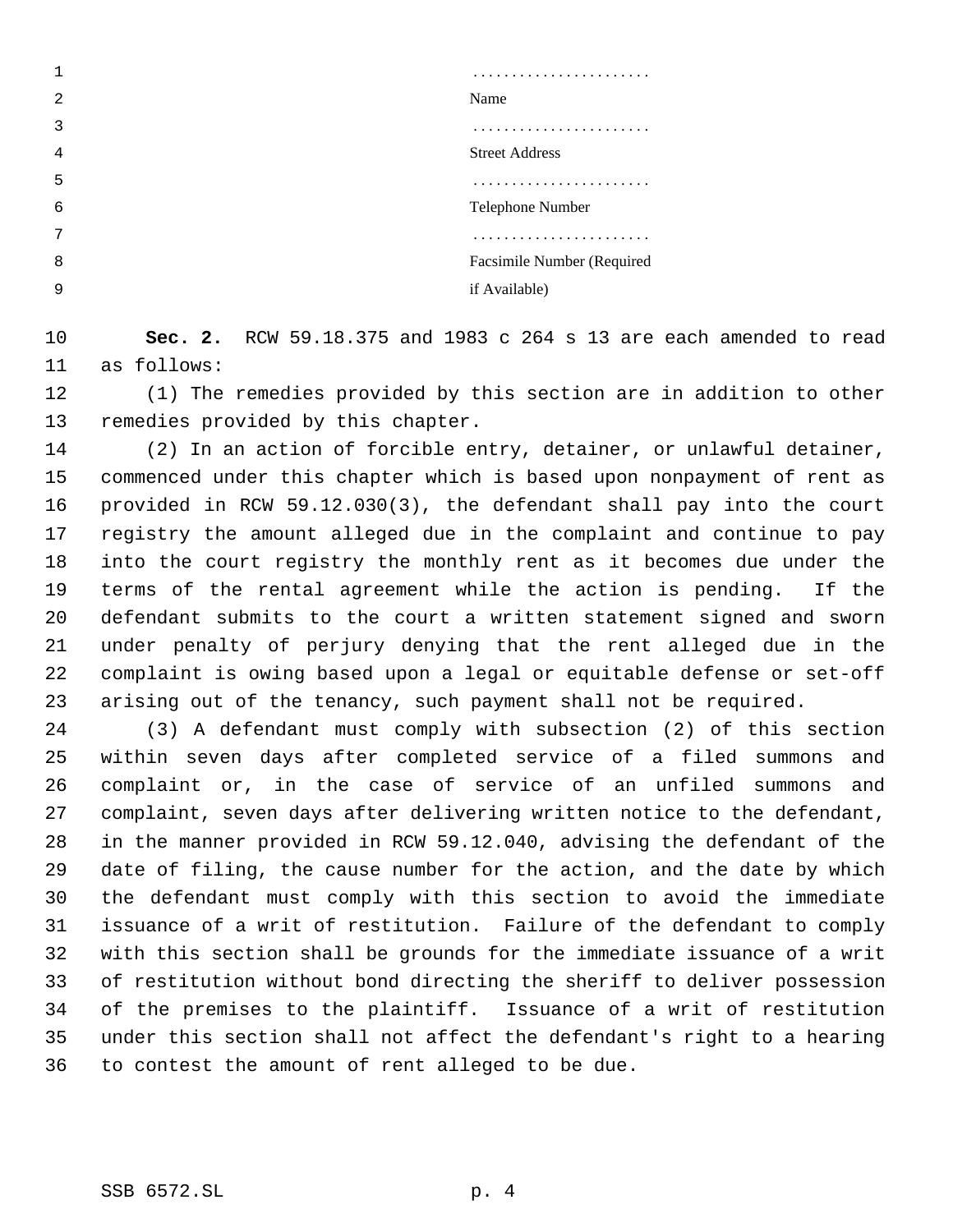. . . . . . . . . . . . . . . . . . . . . . .
Name

. . . . . . . . . . . . . . . . . . . . . . .
Street Address

. . . . . . . . . . . . . . . . . . . . . . .
Telephone Number

. . . . . . . . . . . . . . . . . . . . . . .
Facsimile Number (Required if Available)

**Sec. 2.** RCW 59.18.375 and 1983 c 264 s 13 are each amended to read as follows:

(1) The remedies provided by this section are in addition to other remedies provided by this chapter.

(2) In an action of forcible entry, detainer, or unlawful detainer, commenced under this chapter which is based upon nonpayment of rent as provided in RCW 59.12.030(3), the defendant shall pay into the court registry the amount alleged due in the complaint and continue to pay into the court registry the monthly rent as it becomes due under the terms of the rental agreement while the action is pending. If the defendant submits to the court a written statement signed and sworn under penalty of perjury denying that the rent alleged due in the complaint is owing based upon a legal or equitable defense or set-off arising out of the tenancy, such payment shall not be required.

(3) A defendant must comply with subsection (2) of this section within seven days after completed service of a filed summons and complaint or, in the case of service of an unfiled summons and complaint, seven days after delivering written notice to the defendant, in the manner provided in RCW 59.12.040, advising the defendant of the date of filing, the cause number for the action, and the date by which the defendant must comply with this section to avoid the immediate issuance of a writ of restitution. Failure of the defendant to comply with this section shall be grounds for the immediate issuance of a writ of restitution without bond directing the sheriff to deliver possession of the premises to the plaintiff. Issuance of a writ of restitution under this section shall not affect the defendant's right to a hearing to contest the amount of rent alleged to be due.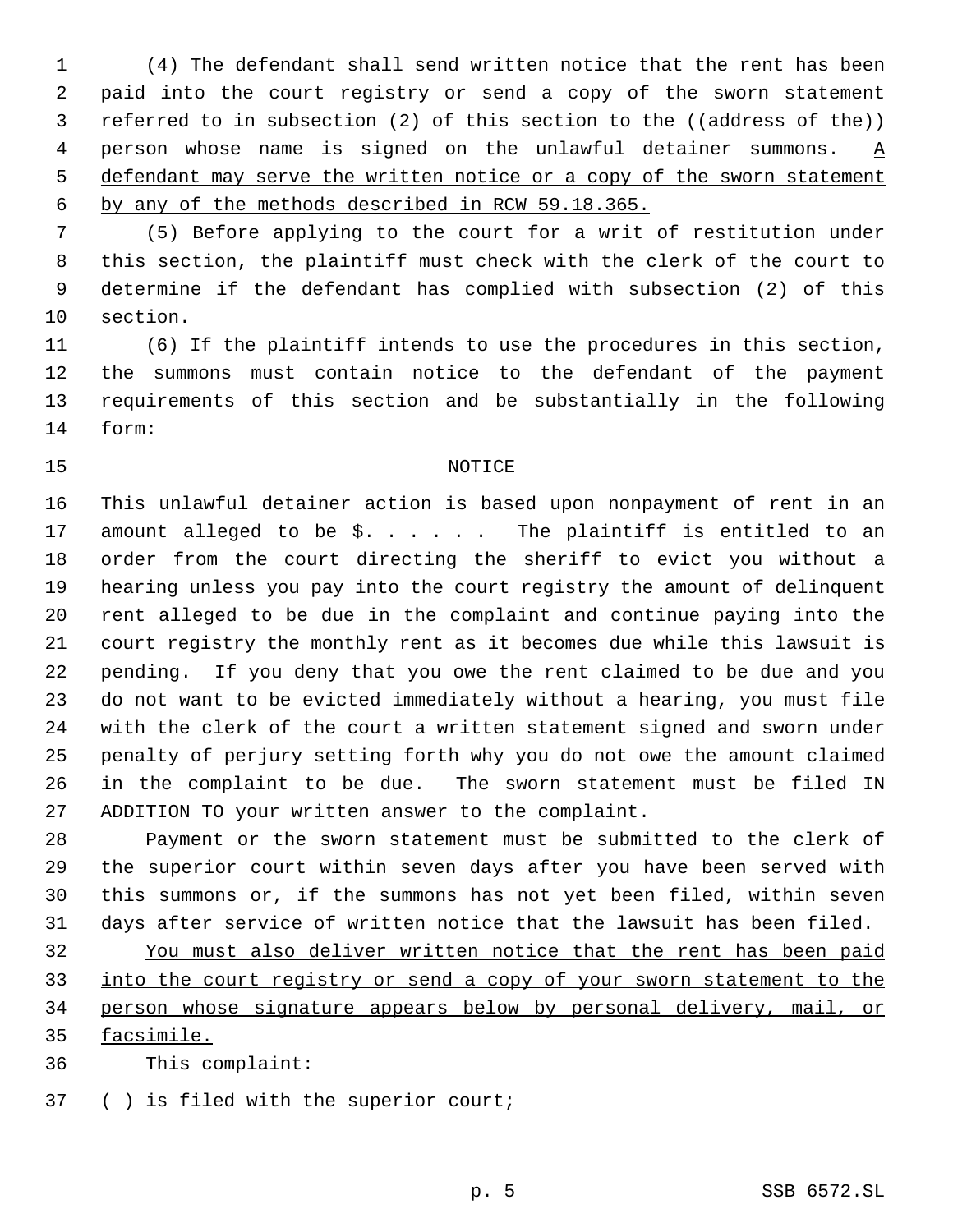(4) The defendant shall send written notice that the rent has been paid into the court registry or send a copy of the sworn statement referred to in subsection (2) of this section to the ((~~address of the~~)) person whose name is signed on the unlawful detainer summons. <u>A defendant may serve the written notice or a copy of the sworn statement by any of the methods described in RCW 59.18.365.</u>

(5) Before applying to the court for a writ of restitution under this section, the plaintiff must check with the clerk of the court to determine if the defendant has complied with subsection (2) of this section.

(6) If the plaintiff intends to use the procedures in this section, the summons must contain notice to the defendant of the payment requirements of this section and be substantially in the following form:

NOTICE

This unlawful detainer action is based upon nonpayment of rent in an amount alleged to be $. . . . . . The plaintiff is entitled to an order from the court directing the sheriff to evict you without a hearing unless you pay into the court registry the amount of delinquent rent alleged to be due in the complaint and continue paying into the court registry the monthly rent as it becomes due while this lawsuit is pending. If you deny that you owe the rent claimed to be due and you do not want to be evicted immediately without a hearing, you must file with the clerk of the court a written statement signed and sworn under penalty of perjury setting forth why you do not owe the amount claimed in the complaint to be due. The sworn statement must be filed IN ADDITION TO your written answer to the complaint.

Payment or the sworn statement must be submitted to the clerk of the superior court within seven days after you have been served with this summons or, if the summons has not yet been filed, within seven days after service of written notice that the lawsuit has been filed.

<u>You must also deliver written notice that the rent has been paid into the court registry or send a copy of your sworn statement to the person whose signature appears below by personal delivery, mail, or facsimile.</u>

This complaint:

( ) is filed with the superior court;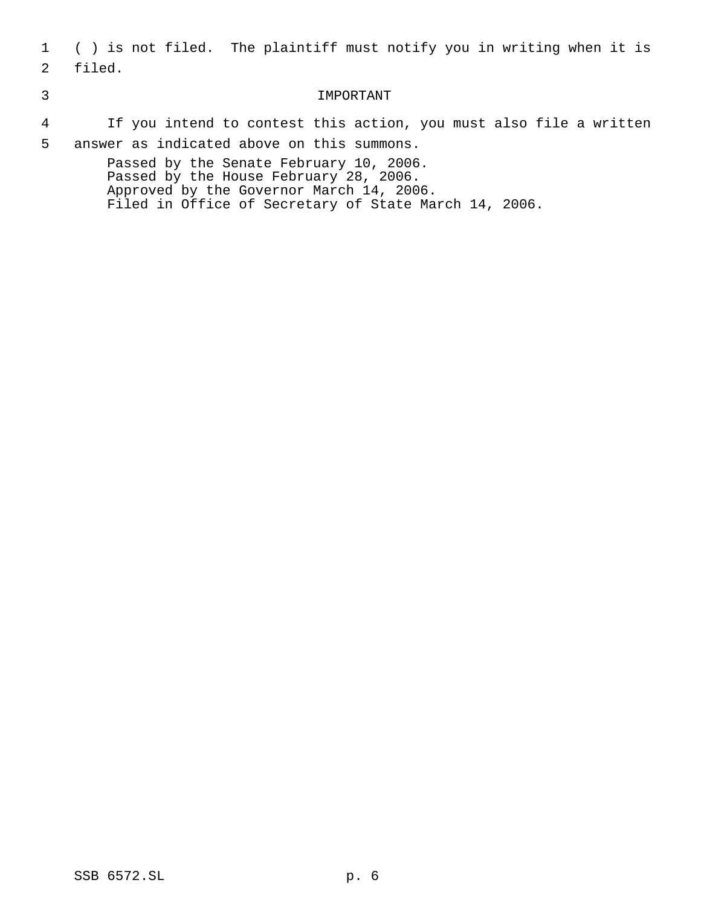( ) is not filed. The plaintiff must notify you in writing when it is filed.

IMPORTANT

If you intend to contest this action, you must also file a written answer as indicated above on this summons.

Passed by the Senate February 10, 2006.
Passed by the House February 28, 2006.
Approved by the Governor March 14, 2006.
Filed in Office of Secretary of State March 14, 2006.